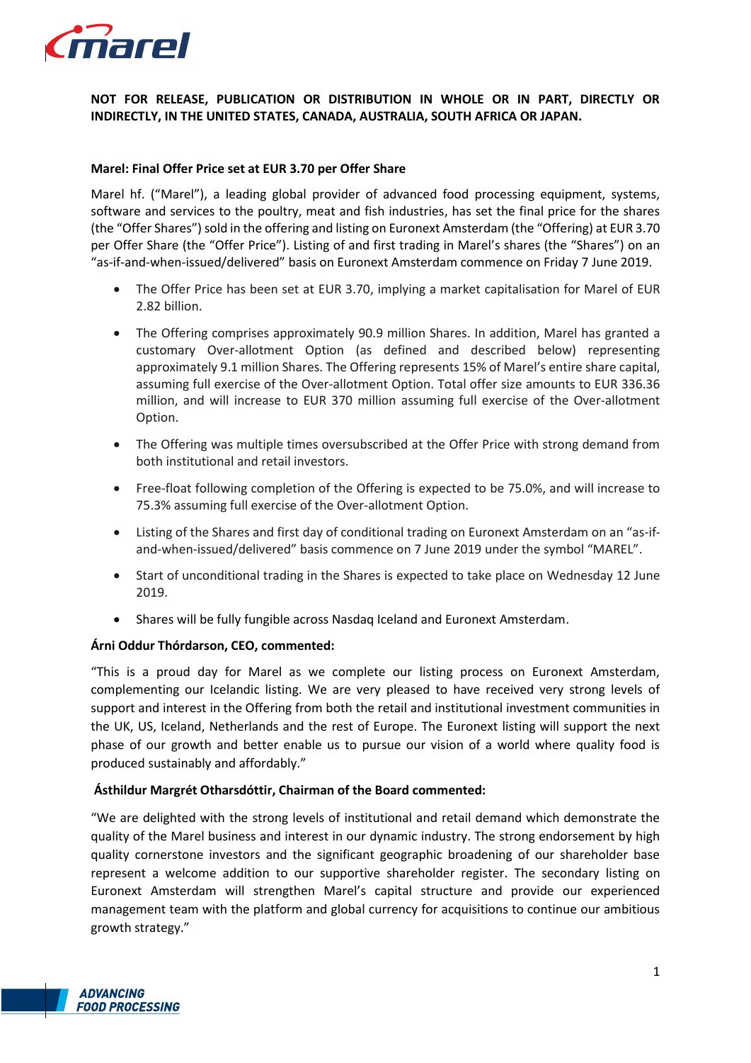**NOT FOR RELEASE, PUBLICATION OR DISTRIBUTION IN WHOLE OR IN PART, DIRECTLY OR INDIRECTLY, IN THE UNITED STATES, CANADA, AUSTRALIA, SOUTH AFRICA OR JAPAN.**

**Marel: Final Offer Price set at EUR 3.70 per Offer Share**

Marel hf. ("Marel"), a leading global provider of advanced food processing equipment, systems, software and services to the poultry, meat and fish industries, has set the final price for the shares (the "Offer Shares") sold in the offering and listing on Euronext Amsterdam (the "Offering) at EUR 3.70 per Offer Share (the "Offer Price"). Listing of and first trading in Marel's shares (the "Shares") on an "as-if-and-when-issued/delivered" basis on Euronext Amsterdam commence on Friday 7 June 2019.

- The Offer Price has been set at EUR 3.70, implying a market capitalisation for Marel of EUR 2.82 billion.
- The Offering comprises approximately 90.9 million Shares. In addition, Marel has granted a customary Over-allotment Option (as defined and described below) representing approximately 9.1 million Shares. The Offering represents 15% of Marel's entire share capital, assuming full exercise of the Over-allotment Option. Total offer size amounts to EUR 336.36 million, and will increase to EUR 370 million assuming full exercise of the Over-allotment Option.
- The Offering was multiple times oversubscribed at the Offer Price with strong demand from both institutional and retail investors.
- Free-float following completion of the Offering is expected to be 75.0%, and will increase to 75.3% assuming full exercise of the Over-allotment Option.
- Listing of the Shares and first day of conditional trading on Euronext Amsterdam on an "as-if-and-when-issued/delivered" basis commence on 7 June 2019 under the symbol "MAREL".
- Start of unconditional trading in the Shares is expected to take place on Wednesday 12 June 2019.
- Shares will be fully fungible across Nasdaq Iceland and Euronext Amsterdam.

**Árni Oddur Thórdarson, CEO, commented:**

"This is a proud day for Marel as we complete our listing process on Euronext Amsterdam, complementing our Icelandic listing. We are very pleased to have received very strong levels of support and interest in the Offering from both the retail and institutional investment communities in the UK, US, Iceland, Netherlands and the rest of Europe. The Euronext listing will support the next phase of our growth and better enable us to pursue our vision of a world where quality food is produced sustainably and affordably."

**Ásthildur Margrét Otharsdóttir, Chairman of the Board commented:**

"We are delighted with the strong levels of institutional and retail demand which demonstrate the quality of the Marel business and interest in our dynamic industry. The strong endorsement by high quality cornerstone investors and the significant geographic broadening of our shareholder base represent a welcome addition to our supportive shareholder register. The secondary listing on Euronext Amsterdam will strengthen Marel's capital structure and provide our experienced management team with the platform and global currency for acquisitions to continue our ambitious growth strategy."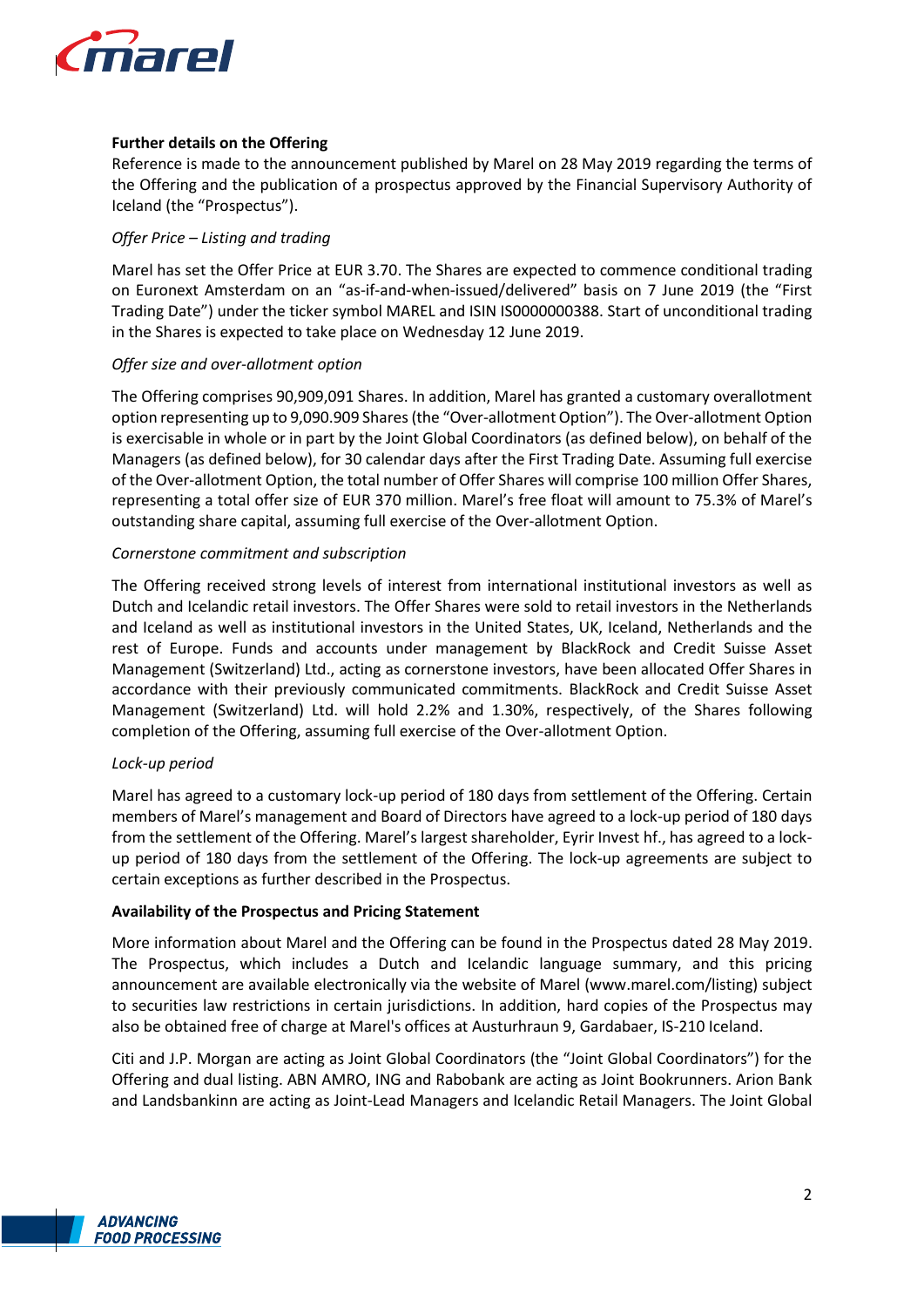**Further details on the Offering**

Reference is made to the announcement published by Marel on 28 May 2019 regarding the terms of the Offering and the publication of a prospectus approved by the Financial Supervisory Authority of Iceland (the "Prospectus").

*Offer Price – Listing and trading*

Marel has set the Offer Price at EUR 3.70. The Shares are expected to commence conditional trading on Euronext Amsterdam on an "as-if-and-when-issued/delivered" basis on 7 June 2019 (the "First Trading Date") under the ticker symbol MAREL and ISIN IS0000000388. Start of unconditional trading in the Shares is expected to take place on Wednesday 12 June 2019.

*Offer size and over-allotment option*

The Offering comprises 90,909,091 Shares. In addition, Marel has granted a customary overallotment option representing up to 9,090.909 Shares (the "Over-allotment Option"). The Over-allotment Option is exercisable in whole or in part by the Joint Global Coordinators (as defined below), on behalf of the Managers (as defined below), for 30 calendar days after the First Trading Date. Assuming full exercise of the Over-allotment Option, the total number of Offer Shares will comprise 100 million Offer Shares, representing a total offer size of EUR 370 million. Marel's free float will amount to 75.3% of Marel's outstanding share capital, assuming full exercise of the Over-allotment Option.

*Cornerstone commitment and subscription*

The Offering received strong levels of interest from international institutional investors as well as Dutch and Icelandic retail investors. The Offer Shares were sold to retail investors in the Netherlands and Iceland as well as institutional investors in the United States, UK, Iceland, Netherlands and the rest of Europe. Funds and accounts under management by BlackRock and Credit Suisse Asset Management (Switzerland) Ltd., acting as cornerstone investors, have been allocated Offer Shares in accordance with their previously communicated commitments. BlackRock and Credit Suisse Asset Management (Switzerland) Ltd. will hold 2.2% and 1.30%, respectively, of the Shares following completion of the Offering, assuming full exercise of the Over-allotment Option.

*Lock-up period*

Marel has agreed to a customary lock-up period of 180 days from settlement of the Offering. Certain members of Marel's management and Board of Directors have agreed to a lock-up period of 180 days from the settlement of the Offering. Marel's largest shareholder, Eyrir Invest hf., has agreed to a lock-up period of 180 days from the settlement of the Offering. The lock-up agreements are subject to certain exceptions as further described in the Prospectus.

**Availability of the Prospectus and Pricing Statement**

More information about Marel and the Offering can be found in the Prospectus dated 28 May 2019. The Prospectus, which includes a Dutch and Icelandic language summary, and this pricing announcement are available electronically via the website of Marel (www.marel.com/listing) subject to securities law restrictions in certain jurisdictions. In addition, hard copies of the Prospectus may also be obtained free of charge at Marel's offices at Austurhraun 9, Gardabaer, IS-210 Iceland.

Citi and J.P. Morgan are acting as Joint Global Coordinators (the "Joint Global Coordinators") for the Offering and dual listing. ABN AMRO, ING and Rabobank are acting as Joint Bookrunners. Arion Bank and Landsbankinn are acting as Joint-Lead Managers and Icelandic Retail Managers. The Joint Global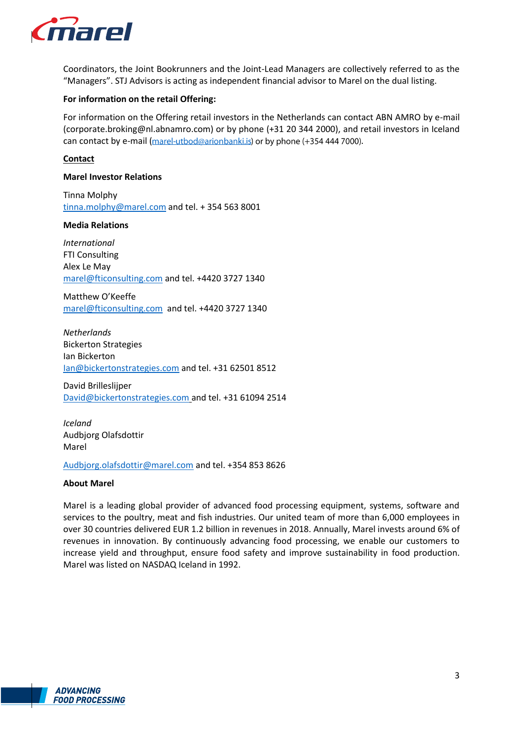Coordinators, the Joint Bookrunners and the Joint-Lead Managers are collectively referred to as the "Managers". STJ Advisors is acting as independent financial advisor to Marel on the dual listing.

**For information on the retail Offering:**

For information on the Offering retail investors in the Netherlands can contact ABN AMRO by e-mail (corporate.broking@nl.abnamro.com) or by phone (+31 20 344 2000), and retail investors in Iceland can contact by e-mail (marel-utbod@arionbanki.is) or by phone (+354 444 7000).

**Contact**

**Marel Investor Relations**

Tinna Molphy
tinna.molphy@marel.com and tel. + 354 563 8001

**Media Relations**

*International*
FTI Consulting
Alex Le May
marel@fticonsulting.com and tel. +4420 3727 1340

Matthew O'Keeffe
marel@fticonsulting.com and tel. +4420 3727 1340

*Netherlands*
Bickerton Strategies
Ian Bickerton
Ian@bickertonstrategies.com and tel. +31 62501 8512

David Brilleslijper
David@bickertonstrategies.com and tel. +31 61094 2514

*Iceland*
Audbjorg Olafsdottir
Marel

Audbjorg.olafsdottir@marel.com and tel. +354 853 8626

**About Marel**

Marel is a leading global provider of advanced food processing equipment, systems, software and services to the poultry, meat and fish industries. Our united team of more than 6,000 employees in over 30 countries delivered EUR 1.2 billion in revenues in 2018. Annually, Marel invests around 6% of revenues in innovation. By continuously advancing food processing, we enable our customers to increase yield and throughput, ensure food safety and improve sustainability in food production. Marel was listed on NASDAQ Iceland in 1992.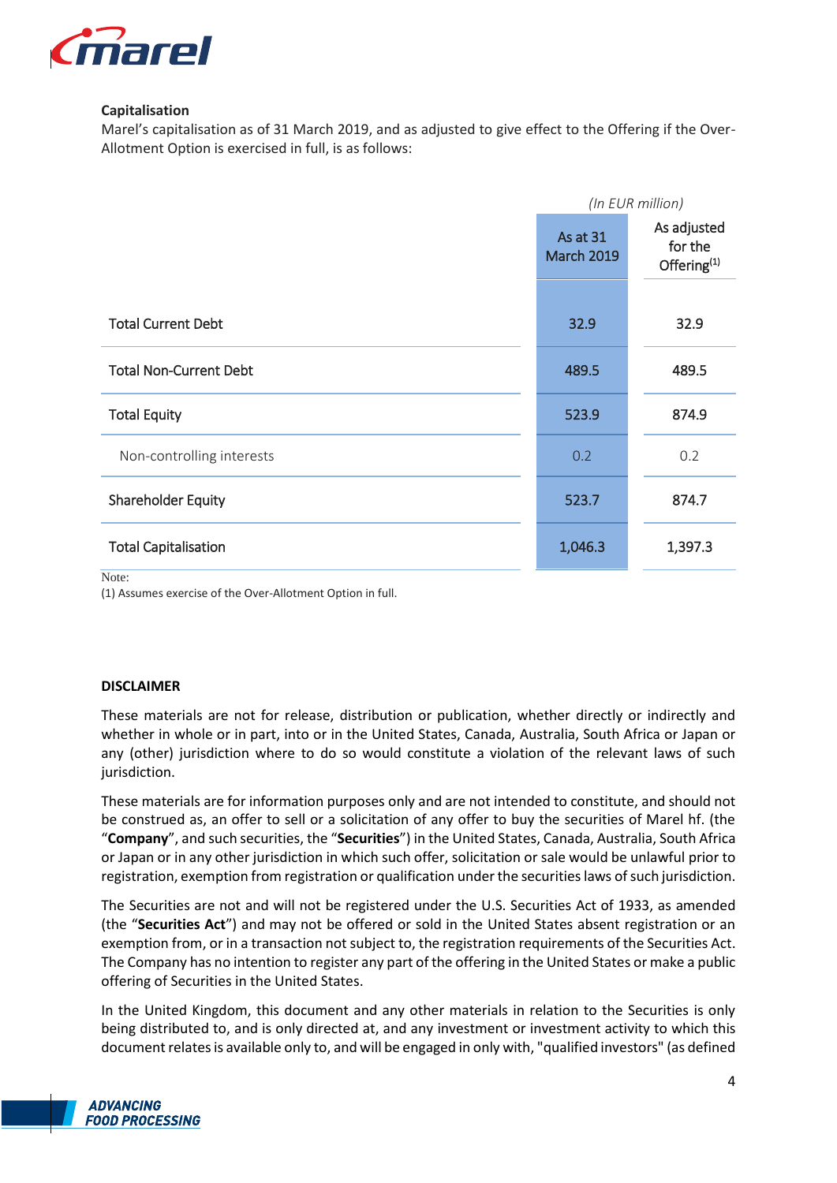**Capitalisation**

Marel's capitalisation as of 31 March 2019, and as adjusted to give effect to the Offering if the Over-Allotment Option is exercised in full, is as follows:

| | *(In EUR million)* | |
|---|---|---|
| | As at 31 March 2019 | As adjusted for the Offering[(1)] |
| Total Current Debt | 32.9 | 32.9 |
| Total Non-Current Debt | 489.5 | 489.5 |
| Total Equity | 523.9 | 874.9 |
| Non-controlling interests | 0.2 | 0.2 |
| Shareholder Equity | 523.7 | 874.7 |
| Total Capitalisation | 1,046.3 | 1,397.3 |

Note:
(1) Assumes exercise of the Over-Allotment Option in full.

**DISCLAIMER**

These materials are not for release, distribution or publication, whether directly or indirectly and whether in whole or in part, into or in the United States, Canada, Australia, South Africa or Japan or any (other) jurisdiction where to do so would constitute a violation of the relevant laws of such jurisdiction.

These materials are for information purposes only and are not intended to constitute, and should not be construed as, an offer to sell or a solicitation of any offer to buy the securities of Marel hf. (the "**Company**", and such securities, the "**Securities**") in the United States, Canada, Australia, South Africa or Japan or in any other jurisdiction in which such offer, solicitation or sale would be unlawful prior to registration, exemption from registration or qualification under the securities laws of such jurisdiction.

The Securities are not and will not be registered under the U.S. Securities Act of 1933, as amended (the "**Securities Act**") and may not be offered or sold in the United States absent registration or an exemption from, or in a transaction not subject to, the registration requirements of the Securities Act. The Company has no intention to register any part of the offering in the United States or make a public offering of Securities in the United States.

In the United Kingdom, this document and any other materials in relation to the Securities is only being distributed to, and is only directed at, and any investment or investment activity to which this document relates is available only to, and will be engaged in only with, "qualified investors" (as defined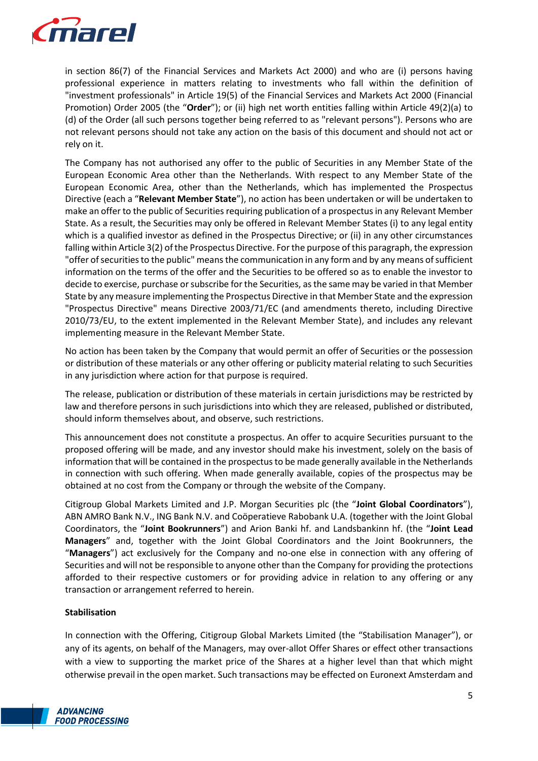in section 86(7) of the Financial Services and Markets Act 2000) and who are (i) persons having professional experience in matters relating to investments who fall within the definition of "investment professionals" in Article 19(5) of the Financial Services and Markets Act 2000 (Financial Promotion) Order 2005 (the "**Order**"); or (ii) high net worth entities falling within Article 49(2)(a) to (d) of the Order (all such persons together being referred to as "relevant persons"). Persons who are not relevant persons should not take any action on the basis of this document and should not act or rely on it.

The Company has not authorised any offer to the public of Securities in any Member State of the European Economic Area other than the Netherlands. With respect to any Member State of the European Economic Area, other than the Netherlands, which has implemented the Prospectus Directive (each a "**Relevant Member State**"), no action has been undertaken or will be undertaken to make an offer to the public of Securities requiring publication of a prospectus in any Relevant Member State. As a result, the Securities may only be offered in Relevant Member States (i) to any legal entity which is a qualified investor as defined in the Prospectus Directive; or (ii) in any other circumstances falling within Article 3(2) of the Prospectus Directive. For the purpose of this paragraph, the expression "offer of securities to the public" means the communication in any form and by any means of sufficient information on the terms of the offer and the Securities to be offered so as to enable the investor to decide to exercise, purchase or subscribe for the Securities, as the same may be varied in that Member State by any measure implementing the Prospectus Directive in that Member State and the expression "Prospectus Directive" means Directive 2003/71/EC (and amendments thereto, including Directive 2010/73/EU, to the extent implemented in the Relevant Member State), and includes any relevant implementing measure in the Relevant Member State.

No action has been taken by the Company that would permit an offer of Securities or the possession or distribution of these materials or any other offering or publicity material relating to such Securities in any jurisdiction where action for that purpose is required.

The release, publication or distribution of these materials in certain jurisdictions may be restricted by law and therefore persons in such jurisdictions into which they are released, published or distributed, should inform themselves about, and observe, such restrictions.

This announcement does not constitute a prospectus. An offer to acquire Securities pursuant to the proposed offering will be made, and any investor should make his investment, solely on the basis of information that will be contained in the prospectus to be made generally available in the Netherlands in connection with such offering. When made generally available, copies of the prospectus may be obtained at no cost from the Company or through the website of the Company.

Citigroup Global Markets Limited and J.P. Morgan Securities plc (the "**Joint Global Coordinators**"), ABN AMRO Bank N.V., ING Bank N.V. and Coöperatieve Rabobank U.A. (together with the Joint Global Coordinators, the "**Joint Bookrunners**") and Arion Banki hf. and Landsbankinn hf. (the "**Joint Lead Managers**" and, together with the Joint Global Coordinators and the Joint Bookrunners, the "**Managers**") act exclusively for the Company and no-one else in connection with any offering of Securities and will not be responsible to anyone other than the Company for providing the protections afforded to their respective customers or for providing advice in relation to any offering or any transaction or arrangement referred to herein.

**Stabilisation**

In connection with the Offering, Citigroup Global Markets Limited (the "Stabilisation Manager"), or any of its agents, on behalf of the Managers, may over-allot Offer Shares or effect other transactions with a view to supporting the market price of the Shares at a higher level than that which might otherwise prevail in the open market. Such transactions may be effected on Euronext Amsterdam and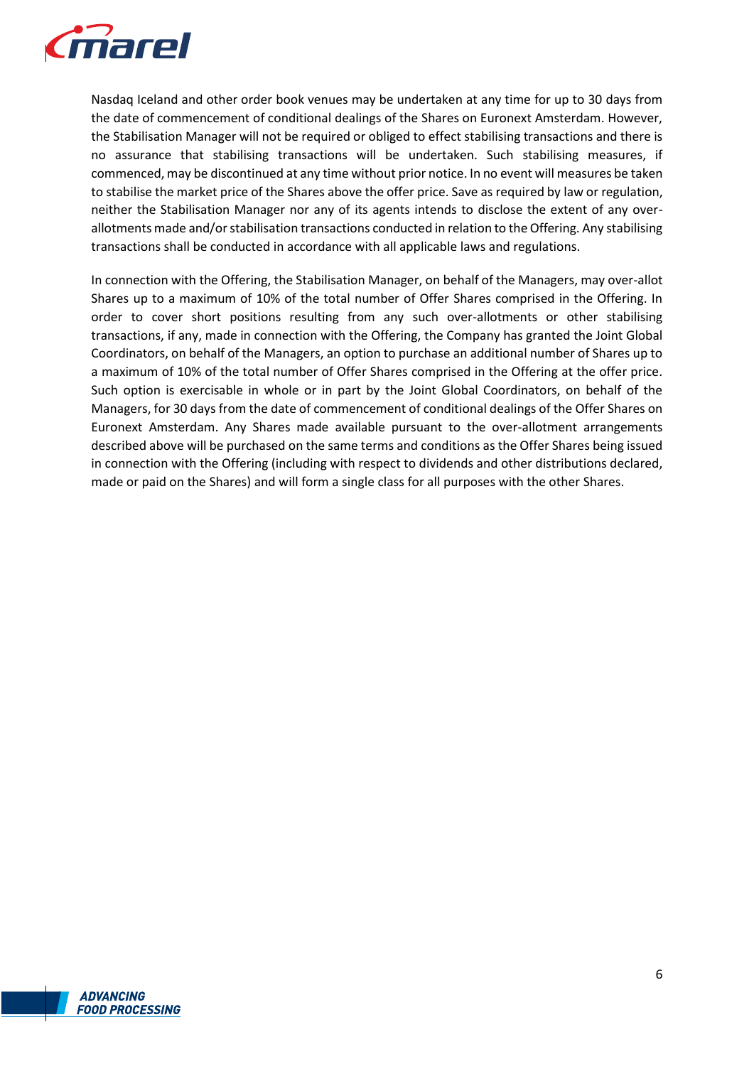Nasdaq Iceland and other order book venues may be undertaken at any time for up to 30 days from the date of commencement of conditional dealings of the Shares on Euronext Amsterdam. However, the Stabilisation Manager will not be required or obliged to effect stabilising transactions and there is no assurance that stabilising transactions will be undertaken. Such stabilising measures, if commenced, may be discontinued at any time without prior notice. In no event will measures be taken to stabilise the market price of the Shares above the offer price. Save as required by law or regulation, neither the Stabilisation Manager nor any of its agents intends to disclose the extent of any over-allotments made and/or stabilisation transactions conducted in relation to the Offering. Any stabilising transactions shall be conducted in accordance with all applicable laws and regulations.

In connection with the Offering, the Stabilisation Manager, on behalf of the Managers, may over-allot Shares up to a maximum of 10% of the total number of Offer Shares comprised in the Offering. In order to cover short positions resulting from any such over-allotments or other stabilising transactions, if any, made in connection with the Offering, the Company has granted the Joint Global Coordinators, on behalf of the Managers, an option to purchase an additional number of Shares up to a maximum of 10% of the total number of Offer Shares comprised in the Offering at the offer price. Such option is exercisable in whole or in part by the Joint Global Coordinators, on behalf of the Managers, for 30 days from the date of commencement of conditional dealings of the Offer Shares on Euronext Amsterdam. Any Shares made available pursuant to the over-allotment arrangements described above will be purchased on the same terms and conditions as the Offer Shares being issued in connection with the Offering (including with respect to dividends and other distributions declared, made or paid on the Shares) and will form a single class for all purposes with the other Shares.